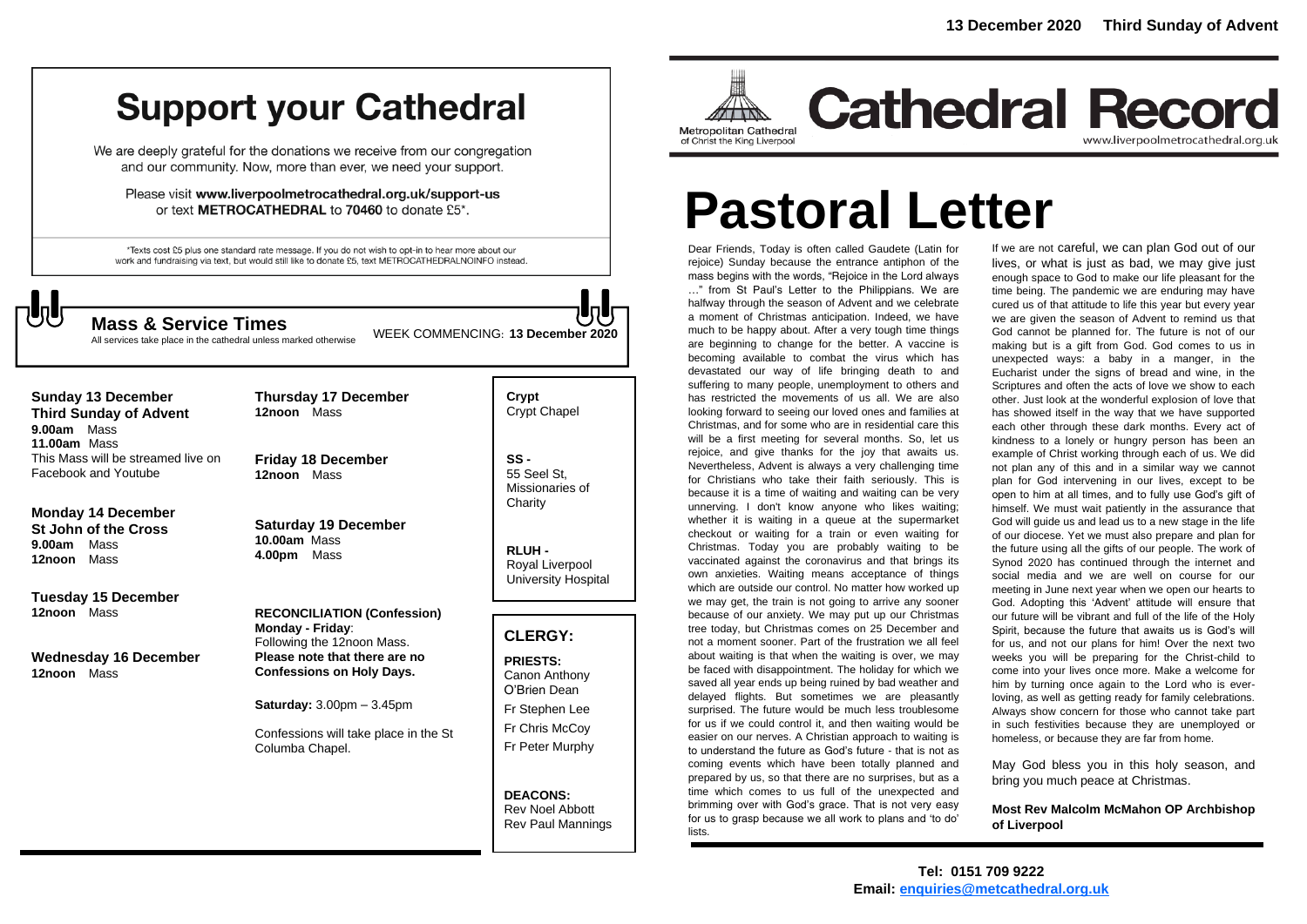13 December 2020 Third Sunday of Advent

# Support your Cathedral

We are deeply grateful for the donations we receive from our congregation and our community. Now, more than ever, we need your support.

Please visit **www.liverpoolmetrocathedral.org.uk/support-us** or text **METROCATHEDRAL** to **70460** to donate £5*.

*Texts cost £5 plus one standard rate message. If you do not wish to opt-in to hear more about our work and fundraising via text, but would still like to donate £5, text METROCATHEDRALNOINFO instead.

## Mass & Service Times

All services take place in the cathedral unless marked otherwise

WEEK COMMENCING: **13 December 2020**

**Sunday 13 December**
**Third Sunday of Advent**
**9.00am** Mass
**11.00am** Mass
This Mass will be streamed live on Facebook and Youtube

**Monday 14 December**
**St John of the Cross**
**9.00am** Mass
**12noon** Mass

**Tuesday 15 December**
**12noon** Mass

**Wednesday 16 December**
**12noon** Mass

**Thursday 17 December**
**12noon** Mass

**Friday 18 December**
**12noon** Mass

**Saturday 19 December**
**10.00am** Mass
**4.00pm** Mass

**RECONCILIATION (Confession)**
**Monday - Friday**:
Following the 12noon Mass.
**Please note that there are no Confessions on Holy Days.**

**Saturday:** 3.00pm – 3.45pm

Confessions will take place in the St Columba Chapel.

**Crypt**
Crypt Chapel

**SS -**
55 Seel St, Missionaries of Charity

**RLUH -**
Royal Liverpool University Hospital

## CLERGY:

**PRIESTS:**
Canon Anthony O'Brien Dean
Fr Stephen Lee
Fr Chris McCoy
Fr Peter Murphy

**DEACONS:**
Rev Noel Abbott
Rev Paul Mannings

Metropolitan Cathedral of Christ the King Liverpool

# Cathedral Record

www.liverpoolmetrocathedral.org.uk

# Pastoral Letter

Dear Friends, Today is often called Gaudete (Latin for rejoice) Sunday because the entrance antiphon of the mass begins with the words, "Rejoice in the Lord always …" from St Paul's Letter to the Philippians. We are halfway through the season of Advent and we celebrate a moment of Christmas anticipation. Indeed, we have much to be happy about. After a very tough time things are beginning to change for the better. A vaccine is becoming available to combat the virus which has devastated our way of life bringing death to and suffering to many people, unemployment to others and has restricted the movements of us all. We are also looking forward to seeing our loved ones and families at Christmas, and for some who are in residential care this will be a first meeting for several months. So, let us rejoice, and give thanks for the joy that awaits us. Nevertheless, Advent is always a very challenging time for Christians who take their faith seriously. This is because it is a time of waiting and waiting can be very unnerving. I don't know anyone who likes waiting; whether it is waiting in a queue at the supermarket checkout or waiting for a train or even waiting for Christmas. Today you are probably waiting to be vaccinated against the coronavirus and that brings its own anxieties. Waiting means acceptance of things which are outside our control. No matter how worked up we may get, the train is not going to arrive any sooner because of our anxiety. We may put up our Christmas tree today, but Christmas comes on 25 December and not a moment sooner. Part of the frustration we all feel about waiting is that when the waiting is over, we may be faced with disappointment. The holiday for which we saved all year ends up being ruined by bad weather and delayed flights. But sometimes we are pleasantly surprised. The future would be much less troublesome for us if we could control it, and then waiting would be easier on our nerves. A Christian approach to waiting is to understand the future as God's future - that is not as coming events which have been totally planned and prepared by us, so that there are no surprises, but as a time which comes to us full of the unexpected and brimming over with God's grace. That is not very easy for us to grasp because we all work to plans and 'to do' lists.

If we are not careful, we can plan God out of our lives, or what is just as bad, we may give just enough space to God to make our life pleasant for the time being. The pandemic we are enduring may have cured us of that attitude to life this year but every year we are given the season of Advent to remind us that God cannot be planned for. The future is not of our making but is a gift from God. God comes to us in unexpected ways: a baby in a manger, in the Eucharist under the signs of bread and wine, in the Scriptures and often the acts of love we show to each other. Just look at the wonderful explosion of love that has showed itself in the way that we have supported each other through these dark months. Every act of kindness to a lonely or hungry person has been an example of Christ working through each of us. We did not plan any of this and in a similar way we cannot plan for God intervening in our lives, except to be open to him at all times, and to fully use God's gift of himself. We must wait patiently in the assurance that God will guide us and lead us to a new stage in the life of our diocese. Yet we must also prepare and plan for the future using all the gifts of our people. The work of Synod 2020 has continued through the internet and social media and we are well on course for our meeting in June next year when we open our hearts to God. Adopting this 'Advent' attitude will ensure that our future will be vibrant and full of the life of the Holy Spirit, because the future that awaits us is God's will for us, and not our plans for him! Over the next two weeks you will be preparing for the Christ-child to come into your lives once more. Make a welcome for him by turning once again to the Lord who is ever-loving, as well as getting ready for family celebrations. Always show concern for those who cannot take part in such festivities because they are unemployed or homeless, or because they are far from home.

May God bless you in this holy season, and bring you much peace at Christmas.

**Most Rev Malcolm McMahon OP Archbishop of Liverpool**

**Tel: 0151 709 9222**
**Email: enquiries@metcathedral.org.uk**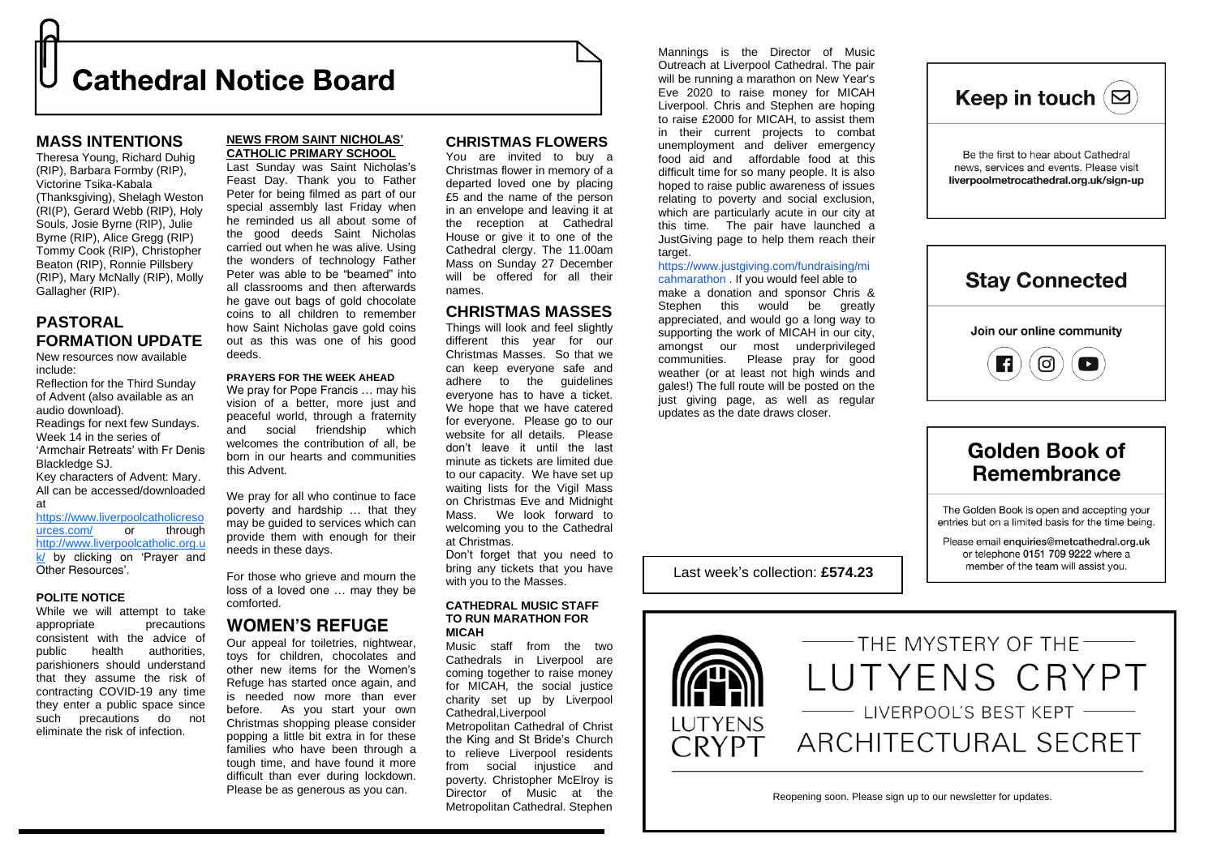# Cathedral Notice Board

## MASS INTENTIONS

Theresa Young, Richard Duhig (RIP), Barbara Formby (RIP), Victorine Tsika-Kabala (Thanksgiving), Shelagh Weston (RI(P), Gerard Webb (RIP), Holy Souls, Josie Byrne (RIP), Julie Byrne (RIP), Alice Gregg (RIP) Tommy Cook (RIP), Christopher Beaton (RIP), Ronnie Pillsbery (RIP), Mary McNally (RIP), Molly Gallagher (RIP).

## PASTORAL FORMATION UPDATE

New resources now available include:

Reflection for the Third Sunday of Advent (also available as an audio download).

Readings for next few Sundays.

Week 14 in the series of 'Armchair Retreats' with Fr Denis Blackledge SJ.

Key characters of Advent: Mary.

All can be accessed/downloaded at https://www.liverpoolcatholicresources.com/ or through http://www.liverpoolcatholic.org.uk/ by clicking on 'Prayer and Other Resources'.

### POLITE NOTICE

While we will attempt to take appropriate precautions consistent with the advice of public health authorities, parishioners should understand that they assume the risk of contracting COVID-19 any time they enter a public space since such precautions do not eliminate the risk of infection.

### NEWS FROM SAINT NICHOLAS' CATHOLIC PRIMARY SCHOOL

Last Sunday was Saint Nicholas's Feast Day. Thank you to Father Peter for being filmed as part of our special assembly last Friday when he reminded us all about some of the good deeds Saint Nicholas carried out when he was alive. Using the wonders of technology Father Peter was able to be "beamed" into all classrooms and then afterwards he gave out bags of gold chocolate coins to all children to remember how Saint Nicholas gave gold coins out as this was one of his good deeds.

### PRAYERS FOR THE WEEK AHEAD

We pray for Pope Francis … may his vision of a better, more just and peaceful world, through a fraternity and social friendship which welcomes the contribution of all, be born in our hearts and communities this Advent.

We pray for all who continue to face poverty and hardship … that they may be guided to services which can provide them with enough for their needs in these days.

For those who grieve and mourn the loss of a loved one … may they be comforted.

## WOMEN'S REFUGE

Our appeal for toiletries, nightwear, toys for children, chocolates and other new items for the Women's Refuge has started once again, and is needed now more than ever before. As you start your own Christmas shopping please consider popping a little bit extra in for these families who have been through a tough time, and have found it more difficult than ever during lockdown. Please be as generous as you can.

## CHRISTMAS FLOWERS

You are invited to buy a Christmas flower in memory of a departed loved one by placing £5 and the name of the person in an envelope and leaving it at the reception at Cathedral House or give it to one of the Cathedral clergy. The 11.00am Mass on Sunday 27 December will be offered for all their names.

## CHRISTMAS MASSES

Things will look and feel slightly different this year for our Christmas Masses. So that we can keep everyone safe and adhere to the guidelines everyone has to have a ticket. We hope that we have catered for everyone. Please go to our website for all details. Please don't leave it until the last minute as tickets are limited due to our capacity. We have set up waiting lists for the Vigil Mass on Christmas Eve and Midnight Mass. We look forward to welcoming you to the Cathedral at Christmas.

Don't forget that you need to bring any tickets that you have with you to the Masses.

### CATHEDRAL MUSIC STAFF TO RUN MARATHON FOR MICAH

Music staff from the two Cathedrals in Liverpool are coming together to raise money for MICAH, the social justice charity set up by Liverpool Cathedral,Liverpool Metropolitan Cathedral of Christ the King and St Bride's Church to relieve Liverpool residents from social injustice and poverty. Christopher McElroy is Director of Music at the Metropolitan Cathedral. Stephen Mannings is the Director of Music Outreach at Liverpool Cathedral. The pair will be running a marathon on New Year's Eve 2020 to raise money for MICAH Liverpool. Chris and Stephen are hoping to raise £2000 for MICAH, to assist them in their current projects to combat unemployment and deliver emergency food aid and affordable food at this difficult time for so many people. It is also hoped to raise public awareness of issues relating to poverty and social exclusion, which are particularly acute in our city at this time. The pair have launched a JustGiving page to help them reach their target.

https://www.justgiving.com/fundraising/micahmarathon . If you would feel able to make a donation and sponsor Chris & Stephen this would be greatly appreciated, and would go a long way to supporting the work of MICAH in our city, amongst our most underprivileged communities. Please pray for good weather (or at least not high winds and gales!) The full route will be posted on the just giving page, as well as regular updates as the date draws closer.

Last week's collection: **£574.23**

## Keep in touch

Be the first to hear about Cathedral news, services and events. Please visit **liverpoolmetrocathedral.org.uk/sign-up**

## Stay Connected

**Join our online community**

## Golden Book of Remembrance

The Golden Book is open and accepting your entries but on a limited basis for the time being.

Please email **enquiries@metcathedral.org.uk** or telephone **0151 709 9222** where a member of the team will assist you.

LUTYENS CRYPT

THE MYSTERY OF THE LUTYENS CRYPT

LIVERPOOL'S BEST KEPT ARCHITECTURAL SECRET

Reopening soon. Please sign up to our newsletter for updates.